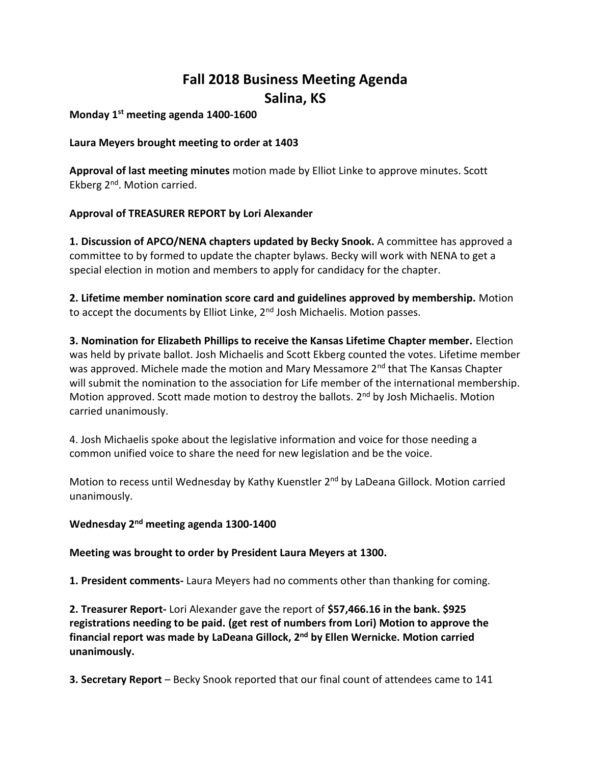# Fall 2018 Business Meeting Agenda
# Salina, KS

**Monday 1st meeting agenda 1400-1600**

**Laura Meyers brought meeting to order at 1403**

**Approval of last meeting minutes** motion made by Elliot Linke to approve minutes. Scott Ekberg 2nd. Motion carried.

**Approval of TREASURER REPORT by Lori Alexander**

**1. Discussion of APCO/NENA chapters updated by Becky Snook.** A committee has approved a committee to by formed to update the chapter bylaws. Becky will work with NENA to get a special election in motion and members to apply for candidacy for the chapter.

**2. Lifetime member nomination score card and guidelines approved by membership.** Motion to accept the documents by Elliot Linke, 2nd Josh Michaelis. Motion passes.

**3. Nomination for Elizabeth Phillips to receive the Kansas Lifetime Chapter member.** Election was held by private ballot. Josh Michaelis and Scott Ekberg counted the votes. Lifetime member was approved. Michele made the motion and Mary Messamore 2nd that The Kansas Chapter will submit the nomination to the association for Life member of the international membership. Motion approved. Scott made motion to destroy the ballots. 2nd by Josh Michaelis. Motion carried unanimously.

4. Josh Michaelis spoke about the legislative information and voice for those needing a common unified voice to share the need for new legislation and be the voice.

Motion to recess until Wednesday by Kathy Kuenstler 2nd by LaDeana Gillock. Motion carried unanimously.

**Wednesday 2nd meeting agenda 1300-1400**

**Meeting was brought to order by President Laura Meyers at 1300.**

**1. President comments-** Laura Meyers had no comments other than thanking for coming.

**2. Treasurer Report-** Lori Alexander gave the report of **$57,466.16 in the bank. $925 registrations needing to be paid. (get rest of numbers from Lori) Motion to approve the financial report was made by LaDeana Gillock, 2nd by Ellen Wernicke. Motion carried unanimously.**

**3. Secretary Report** – Becky Snook reported that our final count of attendees came to 141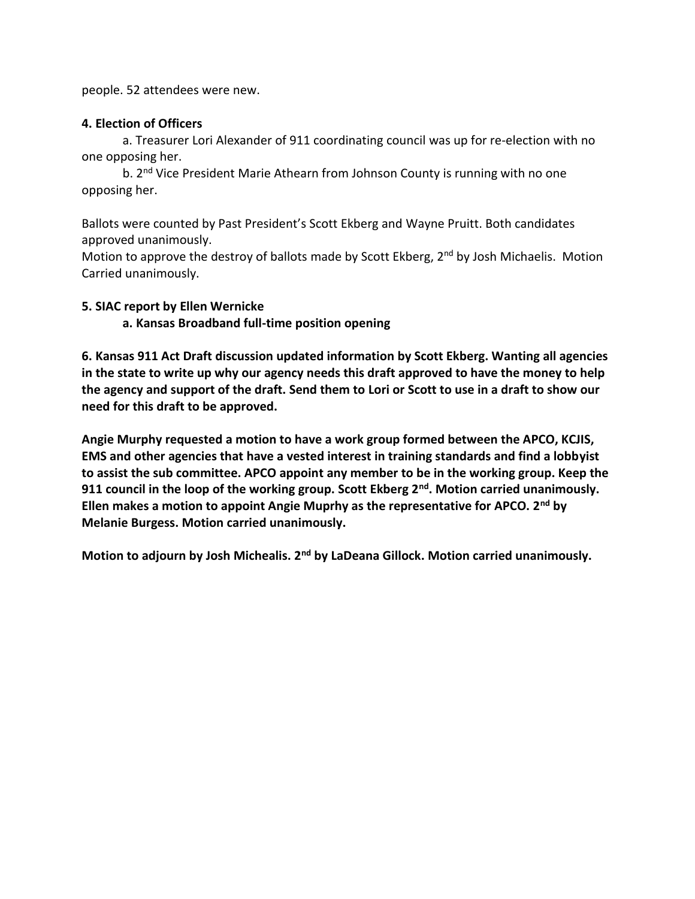people. 52 attendees were new.

**4. Election of Officers**

a. Treasurer Lori Alexander of 911 coordinating council was up for re-election with no one opposing her.

b. 2nd Vice President Marie Athearn from Johnson County is running with no one opposing her.

Ballots were counted by Past President's Scott Ekberg and Wayne Pruitt. Both candidates approved unanimously.
Motion to approve the destroy of ballots made by Scott Ekberg, 2nd by Josh Michaelis. Motion Carried unanimously.

**5. SIAC report by Ellen Wernicke**

**a. Kansas Broadband full-time position opening**

**6. Kansas 911 Act Draft discussion updated information by Scott Ekberg. Wanting all agencies in the state to write up why our agency needs this draft approved to have the money to help the agency and support of the draft. Send them to Lori or Scott to use in a draft to show our need for this draft to be approved.**

**Angie Murphy requested a motion to have a work group formed between the APCO, KCJIS, EMS and other agencies that have a vested interest in training standards and find a lobbyist to assist the sub committee. APCO appoint any member to be in the working group. Keep the 911 council in the loop of the working group. Scott Ekberg 2nd. Motion carried unanimously. Ellen makes a motion to appoint Angie Muprhy as the representative for APCO. 2nd by Melanie Burgess. Motion carried unanimously.**

**Motion to adjourn by Josh Michealis. 2nd by LaDeana Gillock. Motion carried unanimously.**